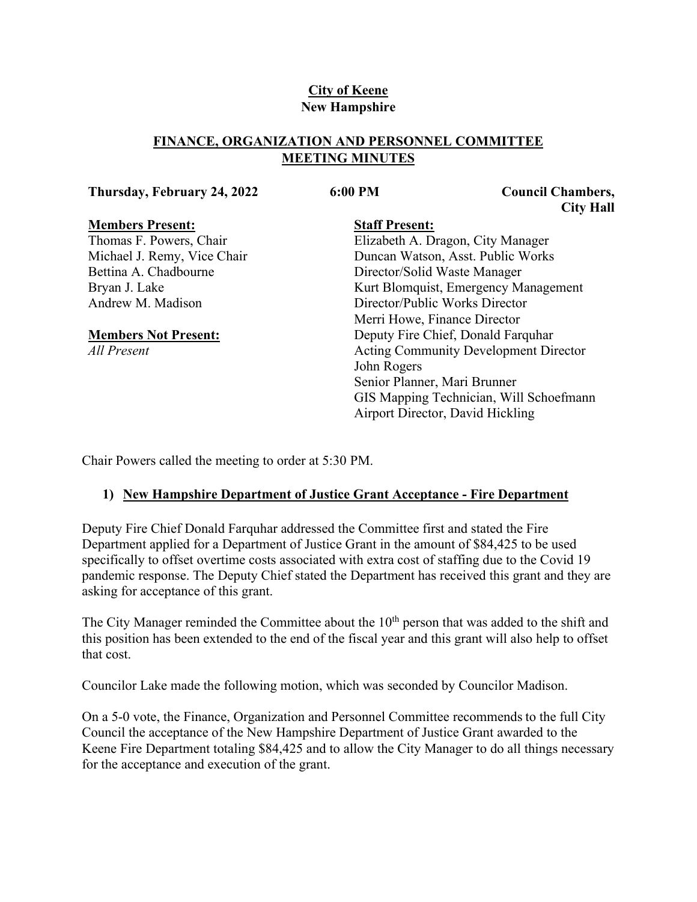**City of Keene**
**New Hampshire**

## FINANCE, ORGANIZATION AND PERSONNEL COMMITTEE MEETING MINUTES

**Thursday, February 24, 2022** **6:00 PM** **Council Chambers, City Hall**

**Members Present:**
Thomas F. Powers, Chair
Michael J. Remy, Vice Chair
Bettina A. Chadbourne
Bryan J. Lake
Andrew M. Madison

**Members Not Present:**
*All Present*

**Staff Present:**
Elizabeth A. Dragon, City Manager
Duncan Watson, Asst. Public Works Director/Solid Waste Manager
Kurt Blomquist, Emergency Management Director/Public Works Director
Merri Howe, Finance Director
Deputy Fire Chief, Donald Farquhar
Acting Community Development Director John Rogers
Senior Planner, Mari Brunner
GIS Mapping Technician, Will Schoefmann
Airport Director, David Hickling

Chair Powers called the meeting to order at 5:30 PM.

1) **New Hampshire Department of Justice Grant Acceptance - Fire Department**

Deputy Fire Chief Donald Farquhar addressed the Committee first and stated the Fire Department applied for a Department of Justice Grant in the amount of $84,425 to be used specifically to offset overtime costs associated with extra cost of staffing due to the Covid 19 pandemic response. The Deputy Chief stated the Department has received this grant and they are asking for acceptance of this grant.

The City Manager reminded the Committee about the 10th person that was added to the shift and this position has been extended to the end of the fiscal year and this grant will also help to offset that cost.

Councilor Lake made the following motion, which was seconded by Councilor Madison.

On a 5-0 vote, the Finance, Organization and Personnel Committee recommends to the full City Council the acceptance of the New Hampshire Department of Justice Grant awarded to the Keene Fire Department totaling $84,425 and to allow the City Manager to do all things necessary for the acceptance and execution of the grant.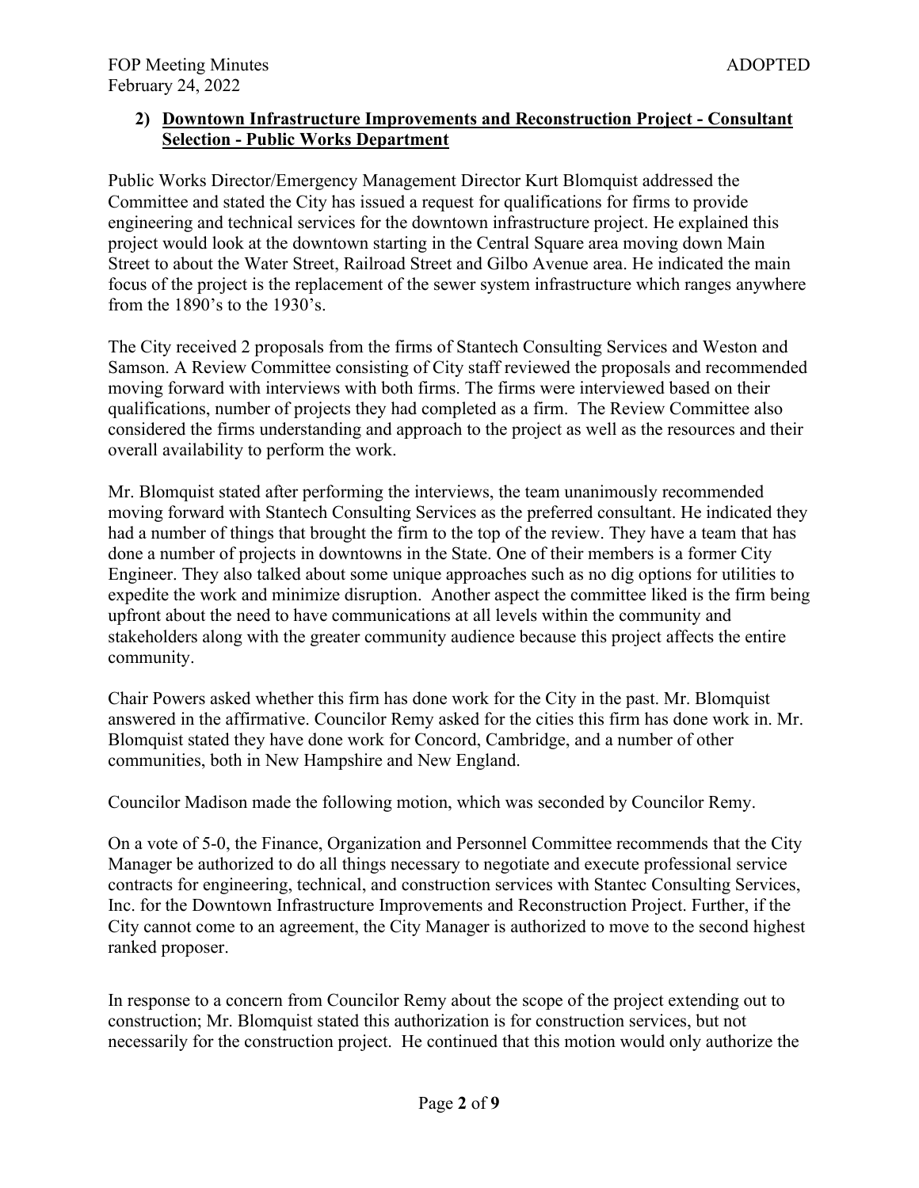## 2) Downtown Infrastructure Improvements and Reconstruction Project - Consultant Selection - Public Works Department

Public Works Director/Emergency Management Director Kurt Blomquist addressed the Committee and stated the City has issued a request for qualifications for firms to provide engineering and technical services for the downtown infrastructure project. He explained this project would look at the downtown starting in the Central Square area moving down Main Street to about the Water Street, Railroad Street and Gilbo Avenue area. He indicated the main focus of the project is the replacement of the sewer system infrastructure which ranges anywhere from the 1890's to the 1930's.

The City received 2 proposals from the firms of Stantech Consulting Services and Weston and Samson. A Review Committee consisting of City staff reviewed the proposals and recommended moving forward with interviews with both firms. The firms were interviewed based on their qualifications, number of projects they had completed as a firm. The Review Committee also considered the firms understanding and approach to the project as well as the resources and their overall availability to perform the work.

Mr. Blomquist stated after performing the interviews, the team unanimously recommended moving forward with Stantech Consulting Services as the preferred consultant. He indicated they had a number of things that brought the firm to the top of the review. They have a team that has done a number of projects in downtowns in the State. One of their members is a former City Engineer. They also talked about some unique approaches such as no dig options for utilities to expedite the work and minimize disruption. Another aspect the committee liked is the firm being upfront about the need to have communications at all levels within the community and stakeholders along with the greater community audience because this project affects the entire community.

Chair Powers asked whether this firm has done work for the City in the past. Mr. Blomquist answered in the affirmative. Councilor Remy asked for the cities this firm has done work in. Mr. Blomquist stated they have done work for Concord, Cambridge, and a number of other communities, both in New Hampshire and New England.

Councilor Madison made the following motion, which was seconded by Councilor Remy.

On a vote of 5-0, the Finance, Organization and Personnel Committee recommends that the City Manager be authorized to do all things necessary to negotiate and execute professional service contracts for engineering, technical, and construction services with Stantec Consulting Services, Inc. for the Downtown Infrastructure Improvements and Reconstruction Project. Further, if the City cannot come to an agreement, the City Manager is authorized to move to the second highest ranked proposer.

In response to a concern from Councilor Remy about the scope of the project extending out to construction; Mr. Blomquist stated this authorization is for construction services, but not necessarily for the construction project. He continued that this motion would only authorize the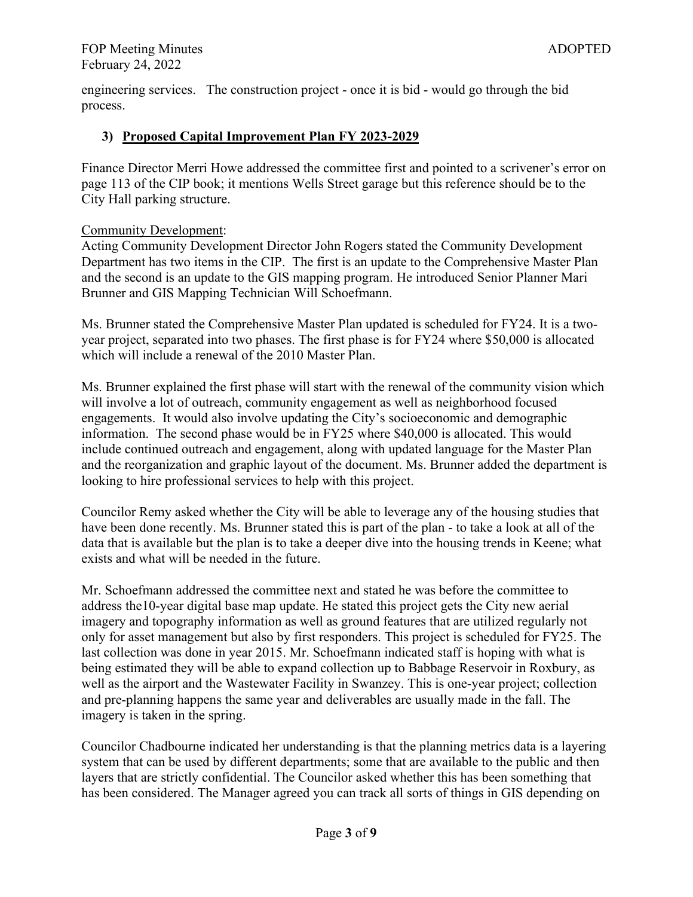engineering services. The construction project - once it is bid - would go through the bid process.

### 3) Proposed Capital Improvement Plan FY 2023-2029

Finance Director Merri Howe addressed the committee first and pointed to a scrivener's error on page 113 of the CIP book; it mentions Wells Street garage but this reference should be to the City Hall parking structure.

Community Development:

Acting Community Development Director John Rogers stated the Community Development Department has two items in the CIP. The first is an update to the Comprehensive Master Plan and the second is an update to the GIS mapping program. He introduced Senior Planner Mari Brunner and GIS Mapping Technician Will Schoefmann.

Ms. Brunner stated the Comprehensive Master Plan updated is scheduled for FY24. It is a two-year project, separated into two phases. The first phase is for FY24 where $50,000 is allocated which will include a renewal of the 2010 Master Plan.

Ms. Brunner explained the first phase will start with the renewal of the community vision which will involve a lot of outreach, community engagement as well as neighborhood focused engagements. It would also involve updating the City's socioeconomic and demographic information. The second phase would be in FY25 where $40,000 is allocated. This would include continued outreach and engagement, along with updated language for the Master Plan and the reorganization and graphic layout of the document. Ms. Brunner added the department is looking to hire professional services to help with this project.

Councilor Remy asked whether the City will be able to leverage any of the housing studies that have been done recently. Ms. Brunner stated this is part of the plan - to take a look at all of the data that is available but the plan is to take a deeper dive into the housing trends in Keene; what exists and what will be needed in the future.

Mr. Schoefmann addressed the committee next and stated he was before the committee to address the10-year digital base map update. He stated this project gets the City new aerial imagery and topography information as well as ground features that are utilized regularly not only for asset management but also by first responders. This project is scheduled for FY25. The last collection was done in year 2015. Mr. Schoefmann indicated staff is hoping with what is being estimated they will be able to expand collection up to Babbage Reservoir in Roxbury, as well as the airport and the Wastewater Facility in Swanzey. This is one-year project; collection and pre-planning happens the same year and deliverables are usually made in the fall. The imagery is taken in the spring.

Councilor Chadbourne indicated her understanding is that the planning metrics data is a layering system that can be used by different departments; some that are available to the public and then layers that are strictly confidential. The Councilor asked whether this has been something that has been considered. The Manager agreed you can track all sorts of things in GIS depending on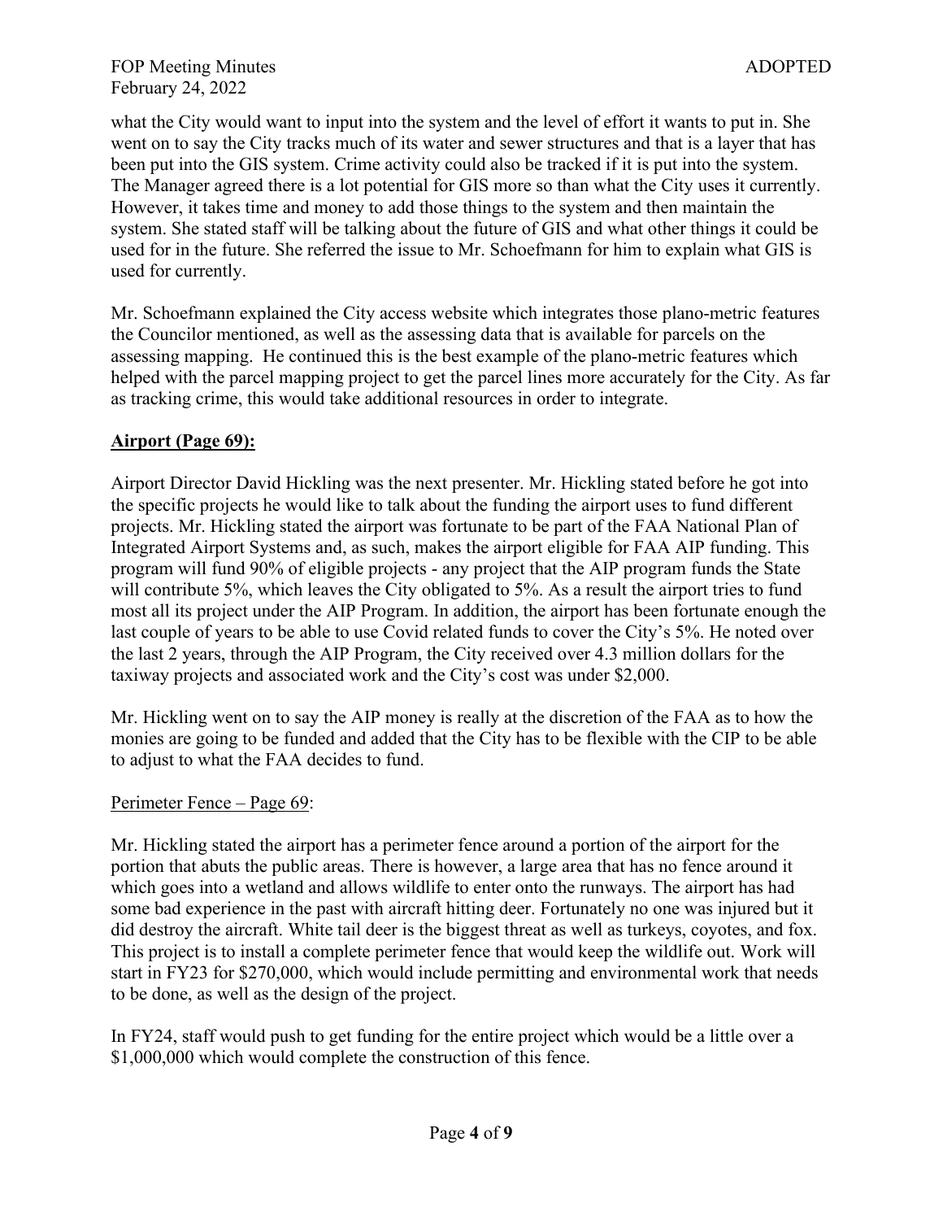what the City would want to input into the system and the level of effort it wants to put in. She went on to say the City tracks much of its water and sewer structures and that is a layer that has been put into the GIS system. Crime activity could also be tracked if it is put into the system. The Manager agreed there is a lot potential for GIS more so than what the City uses it currently. However, it takes time and money to add those things to the system and then maintain the system. She stated staff will be talking about the future of GIS and what other things it could be used for in the future. She referred the issue to Mr. Schoefmann for him to explain what GIS is used for currently.

Mr. Schoefmann explained the City access website which integrates those plano-metric features the Councilor mentioned, as well as the assessing data that is available for parcels on the assessing mapping. He continued this is the best example of the plano-metric features which helped with the parcel mapping project to get the parcel lines more accurately for the City. As far as tracking crime, this would take additional resources in order to integrate.

**Airport (Page 69):**

Airport Director David Hickling was the next presenter. Mr. Hickling stated before he got into the specific projects he would like to talk about the funding the airport uses to fund different projects. Mr. Hickling stated the airport was fortunate to be part of the FAA National Plan of Integrated Airport Systems and, as such, makes the airport eligible for FAA AIP funding. This program will fund 90% of eligible projects - any project that the AIP program funds the State will contribute 5%, which leaves the City obligated to 5%. As a result the airport tries to fund most all its project under the AIP Program. In addition, the airport has been fortunate enough the last couple of years to be able to use Covid related funds to cover the City's 5%. He noted over the last 2 years, through the AIP Program, the City received over 4.3 million dollars for the taxiway projects and associated work and the City's cost was under $2,000.

Mr. Hickling went on to say the AIP money is really at the discretion of the FAA as to how the monies are going to be funded and added that the City has to be flexible with the CIP to be able to adjust to what the FAA decides to fund.

Perimeter Fence – Page 69:

Mr. Hickling stated the airport has a perimeter fence around a portion of the airport for the portion that abuts the public areas. There is however, a large area that has no fence around it which goes into a wetland and allows wildlife to enter onto the runways. The airport has had some bad experience in the past with aircraft hitting deer. Fortunately no one was injured but it did destroy the aircraft. White tail deer is the biggest threat as well as turkeys, coyotes, and fox. This project is to install a complete perimeter fence that would keep the wildlife out. Work will start in FY23 for $270,000, which would include permitting and environmental work that needs to be done, as well as the design of the project.

In FY24, staff would push to get funding for the entire project which would be a little over a $1,000,000 which would complete the construction of this fence.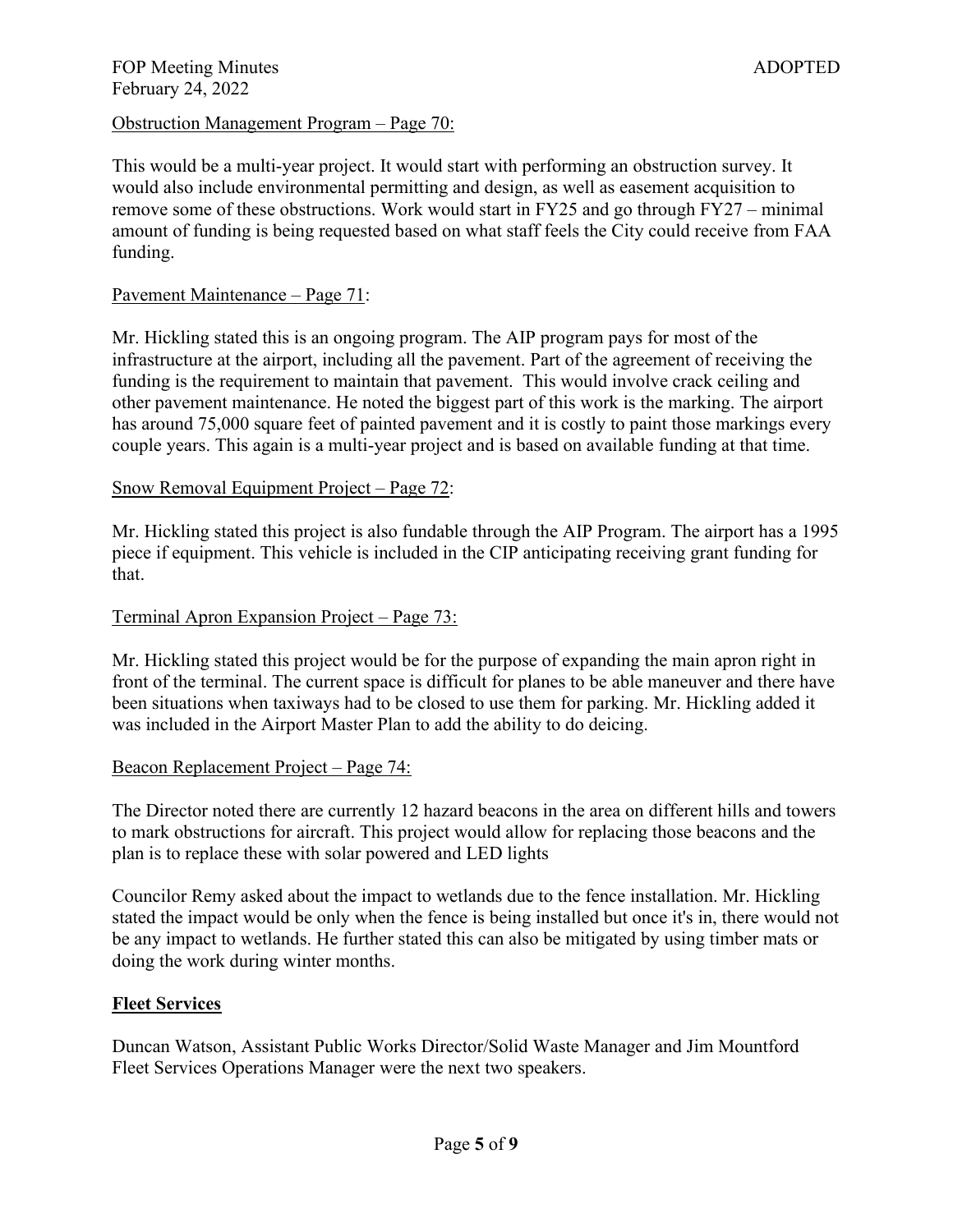Obstruction Management Program – Page 70:

This would be a multi-year project. It would start with performing an obstruction survey. It would also include environmental permitting and design, as well as easement acquisition to remove some of these obstructions. Work would start in FY25 and go through FY27 – minimal amount of funding is being requested based on what staff feels the City could receive from FAA funding.

Pavement Maintenance – Page 71:

Mr. Hickling stated this is an ongoing program. The AIP program pays for most of the infrastructure at the airport, including all the pavement. Part of the agreement of receiving the funding is the requirement to maintain that pavement. This would involve crack ceiling and other pavement maintenance. He noted the biggest part of this work is the marking. The airport has around 75,000 square feet of painted pavement and it is costly to paint those markings every couple years. This again is a multi-year project and is based on available funding at that time.

Snow Removal Equipment Project – Page 72:

Mr. Hickling stated this project is also fundable through the AIP Program. The airport has a 1995 piece if equipment. This vehicle is included in the CIP anticipating receiving grant funding for that.

Terminal Apron Expansion Project – Page 73:

Mr. Hickling stated this project would be for the purpose of expanding the main apron right in front of the terminal. The current space is difficult for planes to be able maneuver and there have been situations when taxiways had to be closed to use them for parking. Mr. Hickling added it was included in the Airport Master Plan to add the ability to do deicing.

Beacon Replacement Project – Page 74:

The Director noted there are currently 12 hazard beacons in the area on different hills and towers to mark obstructions for aircraft. This project would allow for replacing those beacons and the plan is to replace these with solar powered and LED lights

Councilor Remy asked about the impact to wetlands due to the fence installation. Mr. Hickling stated the impact would be only when the fence is being installed but once it's in, there would not be any impact to wetlands. He further stated this can also be mitigated by using timber mats or doing the work during winter months.

## Fleet Services

Duncan Watson, Assistant Public Works Director/Solid Waste Manager and Jim Mountford Fleet Services Operations Manager were the next two speakers.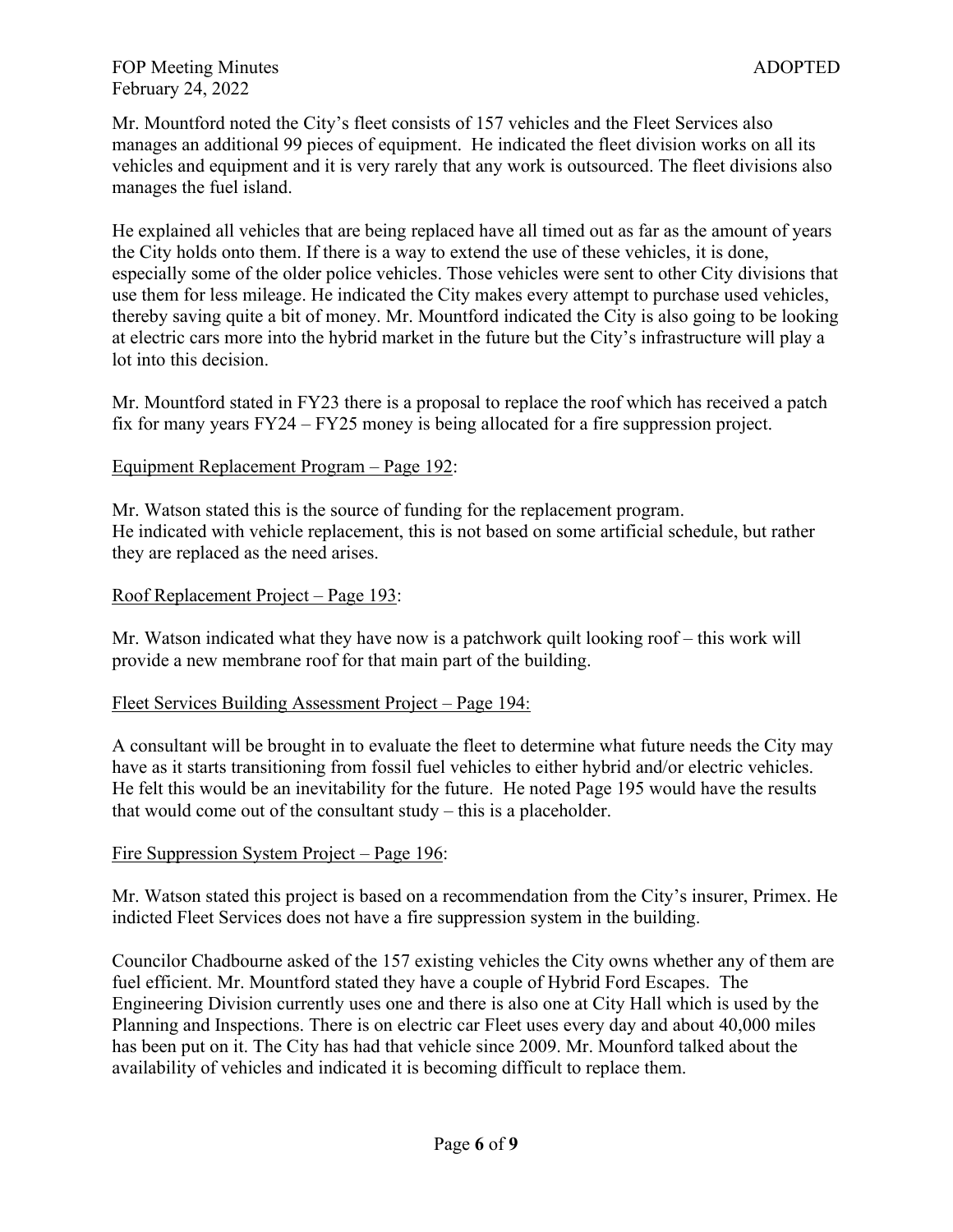Mr. Mountford noted the City's fleet consists of 157 vehicles and the Fleet Services also manages an additional 99 pieces of equipment. He indicated the fleet division works on all its vehicles and equipment and it is very rarely that any work is outsourced. The fleet divisions also manages the fuel island.

He explained all vehicles that are being replaced have all timed out as far as the amount of years the City holds onto them. If there is a way to extend the use of these vehicles, it is done, especially some of the older police vehicles. Those vehicles were sent to other City divisions that use them for less mileage. He indicated the City makes every attempt to purchase used vehicles, thereby saving quite a bit of money. Mr. Mountford indicated the City is also going to be looking at electric cars more into the hybrid market in the future but the City's infrastructure will play a lot into this decision.

Mr. Mountford stated in FY23 there is a proposal to replace the roof which has received a patch fix for many years FY24 – FY25 money is being allocated for a fire suppression project.

<u>Equipment Replacement Program – Page 192</u>:

Mr. Watson stated this is the source of funding for the replacement program.
He indicated with vehicle replacement, this is not based on some artificial schedule, but rather they are replaced as the need arises.

<u>Roof Replacement Project – Page 193</u>:

Mr. Watson indicated what they have now is a patchwork quilt looking roof – this work will provide a new membrane roof for that main part of the building.

<u>Fleet Services Building Assessment Project – Page 194:</u>

A consultant will be brought in to evaluate the fleet to determine what future needs the City may have as it starts transitioning from fossil fuel vehicles to either hybrid and/or electric vehicles. He felt this would be an inevitability for the future. He noted Page 195 would have the results that would come out of the consultant study – this is a placeholder.

<u>Fire Suppression System Project – Page 196</u>:

Mr. Watson stated this project is based on a recommendation from the City's insurer, Primex. He indicted Fleet Services does not have a fire suppression system in the building.

Councilor Chadbourne asked of the 157 existing vehicles the City owns whether any of them are fuel efficient. Mr. Mountford stated they have a couple of Hybrid Ford Escapes. The Engineering Division currently uses one and there is also one at City Hall which is used by the Planning and Inspections. There is on electric car Fleet uses every day and about 40,000 miles has been put on it. The City has had that vehicle since 2009. Mr. Mounford talked about the availability of vehicles and indicated it is becoming difficult to replace them.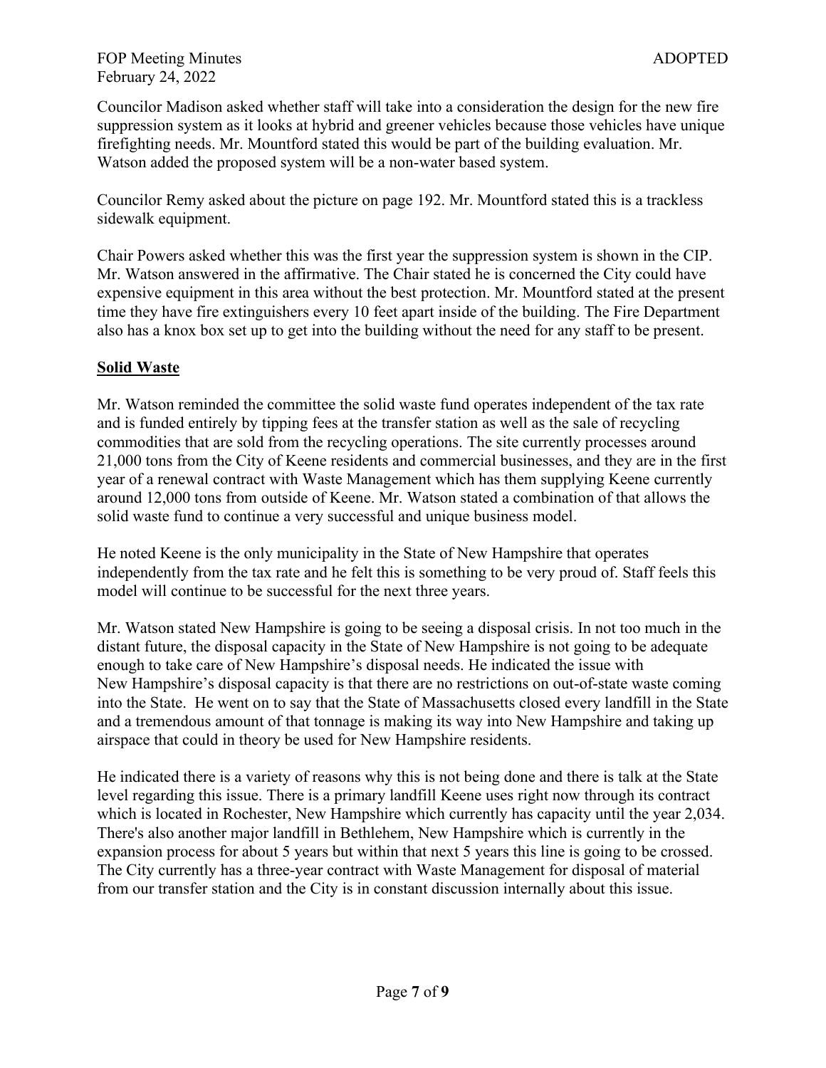Councilor Madison asked whether staff will take into a consideration the design for the new fire suppression system as it looks at hybrid and greener vehicles because those vehicles have unique firefighting needs. Mr. Mountford stated this would be part of the building evaluation. Mr. Watson added the proposed system will be a non-water based system.

Councilor Remy asked about the picture on page 192. Mr. Mountford stated this is a trackless sidewalk equipment.

Chair Powers asked whether this was the first year the suppression system is shown in the CIP. Mr. Watson answered in the affirmative. The Chair stated he is concerned the City could have expensive equipment in this area without the best protection. Mr. Mountford stated at the present time they have fire extinguishers every 10 feet apart inside of the building. The Fire Department also has a knox box set up to get into the building without the need for any staff to be present.

**Solid Waste**

Mr. Watson reminded the committee the solid waste fund operates independent of the tax rate and is funded entirely by tipping fees at the transfer station as well as the sale of recycling commodities that are sold from the recycling operations. The site currently processes around 21,000 tons from the City of Keene residents and commercial businesses, and they are in the first year of a renewal contract with Waste Management which has them supplying Keene currently around 12,000 tons from outside of Keene. Mr. Watson stated a combination of that allows the solid waste fund to continue a very successful and unique business model.

He noted Keene is the only municipality in the State of New Hampshire that operates independently from the tax rate and he felt this is something to be very proud of. Staff feels this model will continue to be successful for the next three years.

Mr. Watson stated New Hampshire is going to be seeing a disposal crisis. In not too much in the distant future, the disposal capacity in the State of New Hampshire is not going to be adequate enough to take care of New Hampshire's disposal needs. He indicated the issue with New Hampshire's disposal capacity is that there are no restrictions on out-of-state waste coming into the State. He went on to say that the State of Massachusetts closed every landfill in the State and a tremendous amount of that tonnage is making its way into New Hampshire and taking up airspace that could in theory be used for New Hampshire residents.

He indicated there is a variety of reasons why this is not being done and there is talk at the State level regarding this issue. There is a primary landfill Keene uses right now through its contract which is located in Rochester, New Hampshire which currently has capacity until the year 2,034. There's also another major landfill in Bethlehem, New Hampshire which is currently in the expansion process for about 5 years but within that next 5 years this line is going to be crossed. The City currently has a three-year contract with Waste Management for disposal of material from our transfer station and the City is in constant discussion internally about this issue.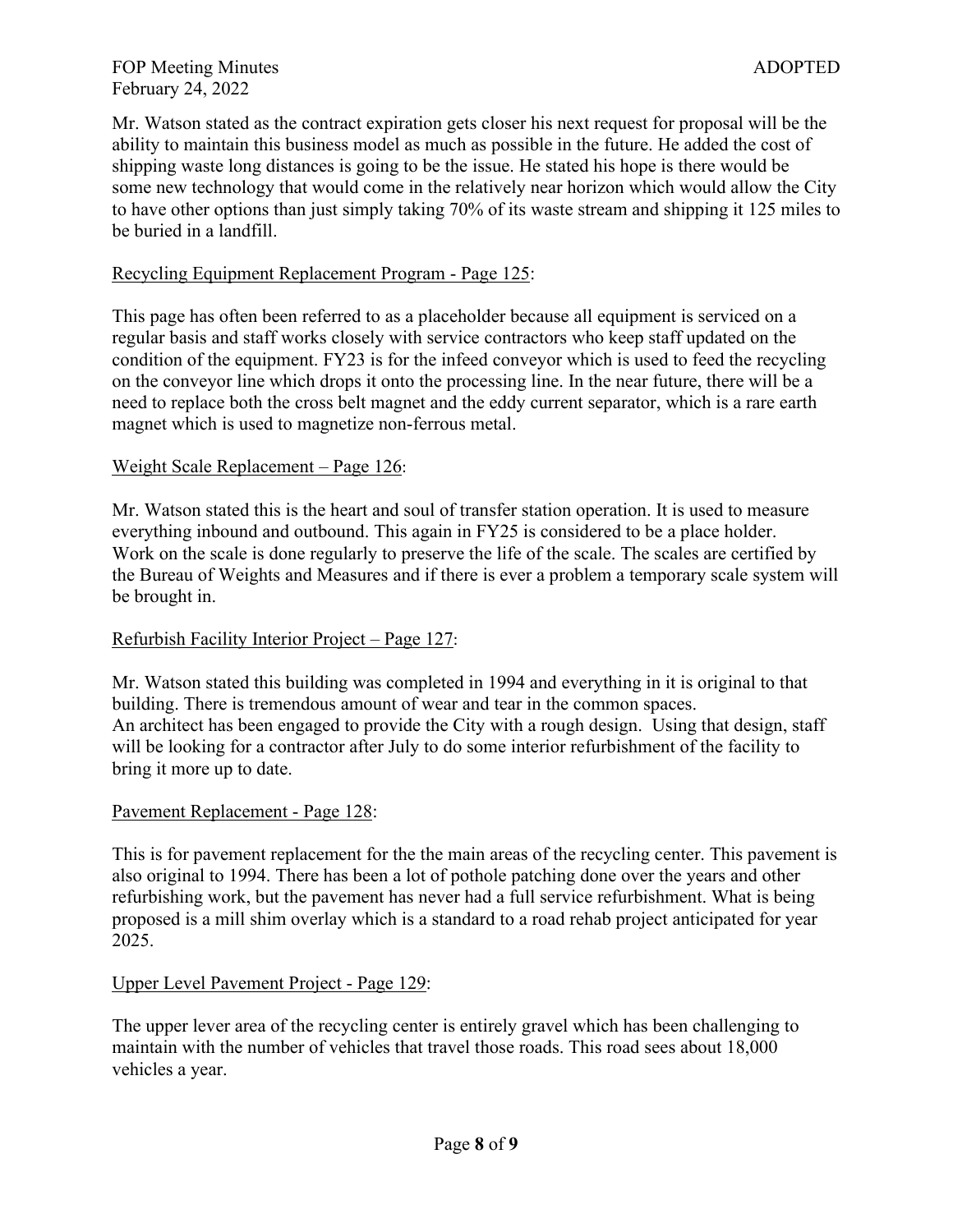Mr. Watson stated as the contract expiration gets closer his next request for proposal will be the ability to maintain this business model as much as possible in the future. He added the cost of shipping waste long distances is going to be the issue. He stated his hope is there would be some new technology that would come in the relatively near horizon which would allow the City to have other options than just simply taking 70% of its waste stream and shipping it 125 miles to be buried in a landfill.

<u>Recycling Equipment Replacement Program - Page 125</u>:

This page has often been referred to as a placeholder because all equipment is serviced on a regular basis and staff works closely with service contractors who keep staff updated on the condition of the equipment. FY23 is for the infeed conveyor which is used to feed the recycling on the conveyor line which drops it onto the processing line. In the near future, there will be a need to replace both the cross belt magnet and the eddy current separator, which is a rare earth magnet which is used to magnetize non-ferrous metal.

<u>Weight Scale Replacement – Page 126</u>:

Mr. Watson stated this is the heart and soul of transfer station operation. It is used to measure everything inbound and outbound. This again in FY25 is considered to be a place holder. Work on the scale is done regularly to preserve the life of the scale. The scales are certified by the Bureau of Weights and Measures and if there is ever a problem a temporary scale system will be brought in.

<u>Refurbish Facility Interior Project – Page 127</u>:

Mr. Watson stated this building was completed in 1994 and everything in it is original to that building. There is tremendous amount of wear and tear in the common spaces.
An architect has been engaged to provide the City with a rough design. Using that design, staff will be looking for a contractor after July to do some interior refurbishment of the facility to bring it more up to date.

<u>Pavement Replacement - Page 128</u>:

This is for pavement replacement for the the main areas of the recycling center. This pavement is also original to 1994. There has been a lot of pothole patching done over the years and other refurbishing work, but the pavement has never had a full service refurbishment. What is being proposed is a mill shim overlay which is a standard to a road rehab project anticipated for year 2025.

<u>Upper Level Pavement Project - Page 129</u>:

The upper lever area of the recycling center is entirely gravel which has been challenging to maintain with the number of vehicles that travel those roads. This road sees about 18,000 vehicles a year.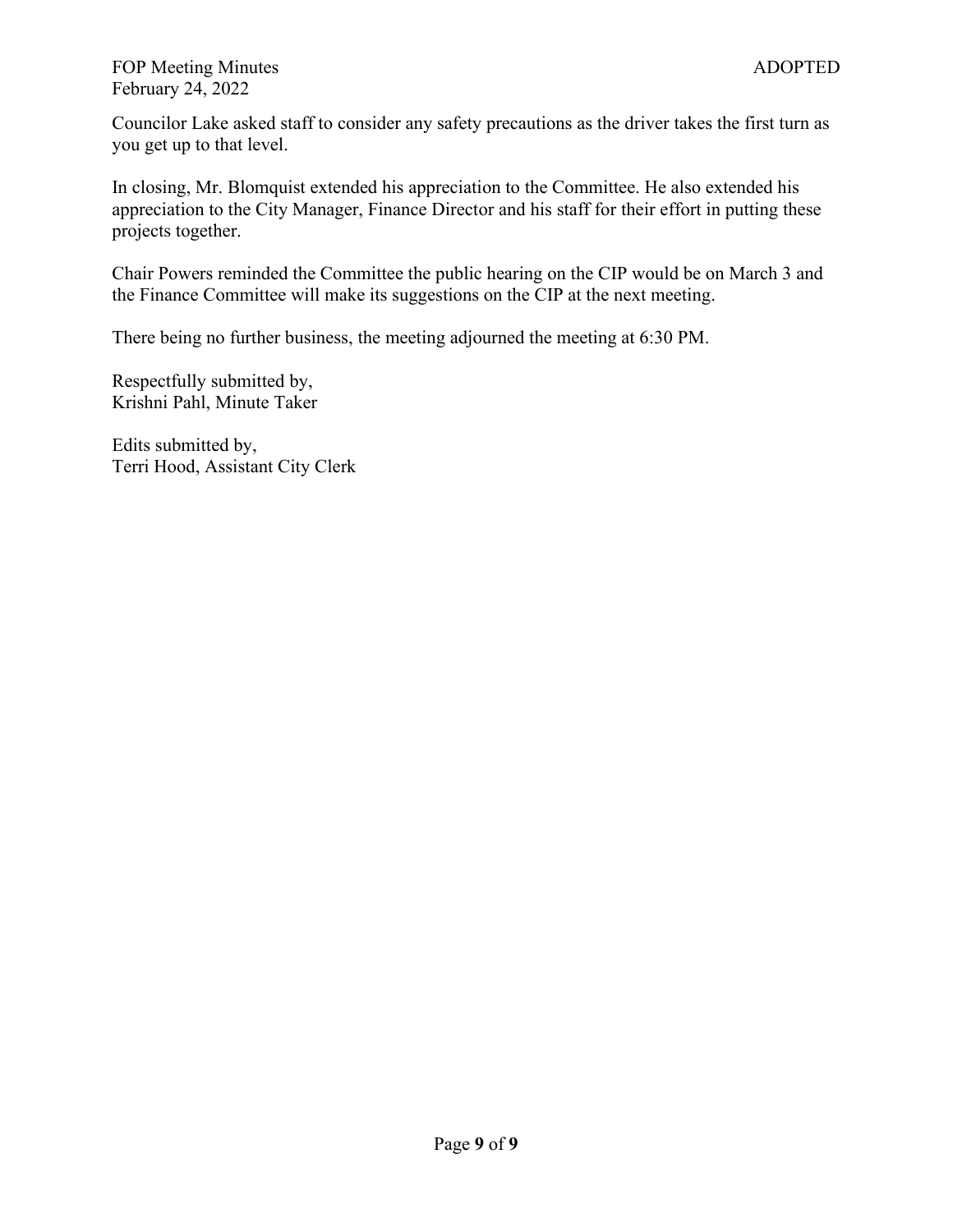Councilor Lake asked staff to consider any safety precautions as the driver takes the first turn as you get up to that level.

In closing, Mr. Blomquist extended his appreciation to the Committee. He also extended his appreciation to the City Manager, Finance Director and his staff for their effort in putting these projects together.

Chair Powers reminded the Committee the public hearing on the CIP would be on March 3 and the Finance Committee will make its suggestions on the CIP at the next meeting.

There being no further business, the meeting adjourned the meeting at 6:30 PM.

Respectfully submitted by,
Krishni Pahl, Minute Taker

Edits submitted by,
Terri Hood, Assistant City Clerk